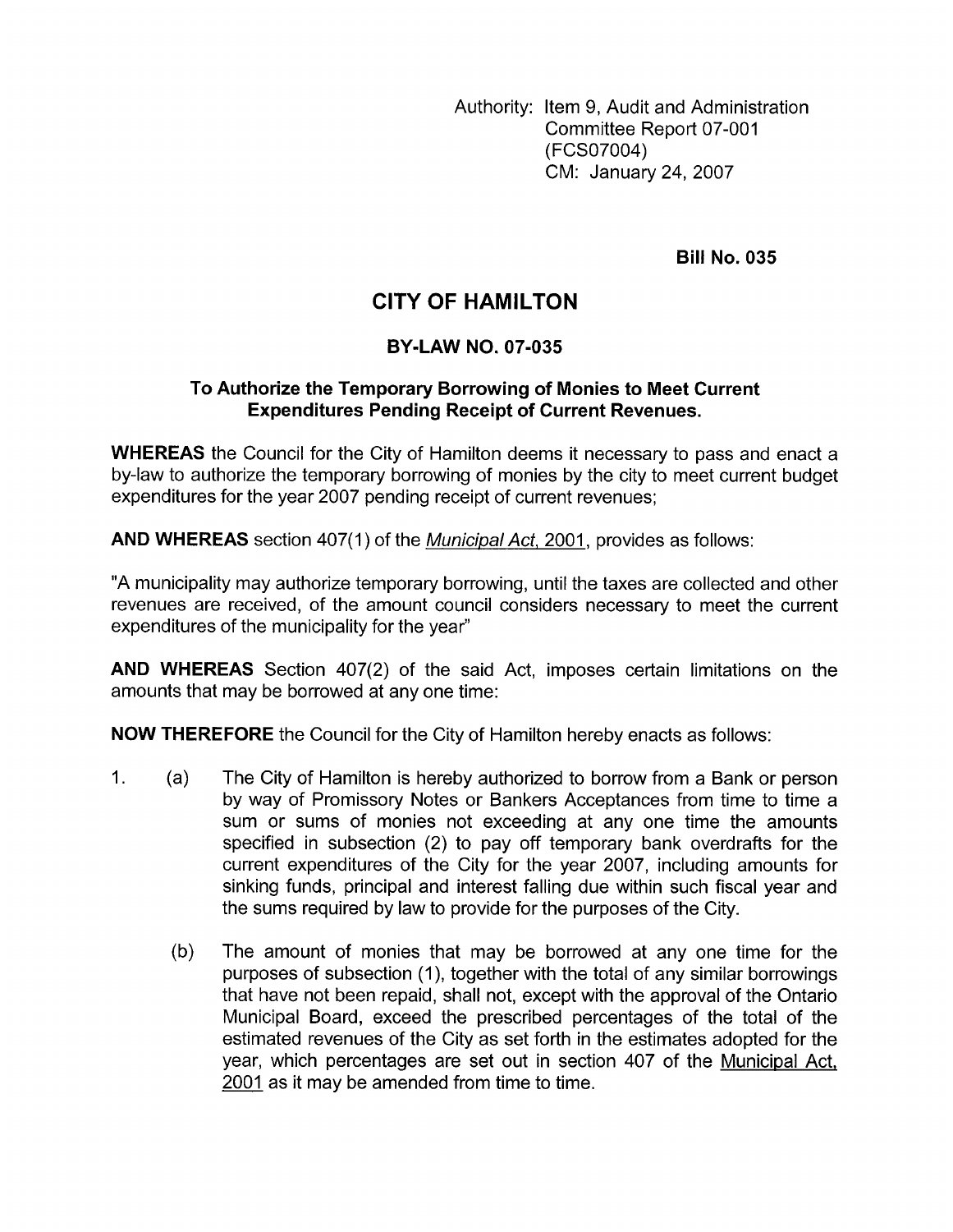Authority: Item 9, Audit and Administration
Committee Report 07-001
(FCS07004)
CM: January 24, 2007

**Bill No. 035**

# CITY OF HAMILTON

## BY-LAW NO. 07-035

### To Authorize the Temporary Borrowing of Monies to Meet Current Expenditures Pending Receipt of Current Revenues.

**WHEREAS** the Council for the City of Hamilton deems it necessary to pass and enact a by-law to authorize the temporary borrowing of monies by the city to meet current budget expenditures for the year 2007 pending receipt of current revenues;

**AND WHEREAS** section 407(1) of the *Municipal Act, 2001*, provides as follows:

"A municipality may authorize temporary borrowing, until the taxes are collected and other revenues are received, of the amount council considers necessary to meet the current expenditures of the municipality for the year"

**AND WHEREAS** Section 407(2) of the said Act, imposes certain limitations on the amounts that may be borrowed at any one time:

**NOW THEREFORE** the Council for the City of Hamilton hereby enacts as follows:

1. (a) The City of Hamilton is hereby authorized to borrow from a Bank or person by way of Promissory Notes or Bankers Acceptances from time to time a sum or sums of monies not exceeding at any one time the amounts specified in subsection (2) to pay off temporary bank overdrafts for the current expenditures of the City for the year 2007, including amounts for sinking funds, principal and interest falling due within such fiscal year and the sums required by law to provide for the purposes of the City.

   (b) The amount of monies that may be borrowed at any one time for the purposes of subsection (1), together with the total of any similar borrowings that have not been repaid, shall not, except with the approval of the Ontario Municipal Board, exceed the prescribed percentages of the total of the estimated revenues of the City as set forth in the estimates adopted for the year, which percentages are set out in section 407 of the Municipal Act, 2001 as it may be amended from time to time.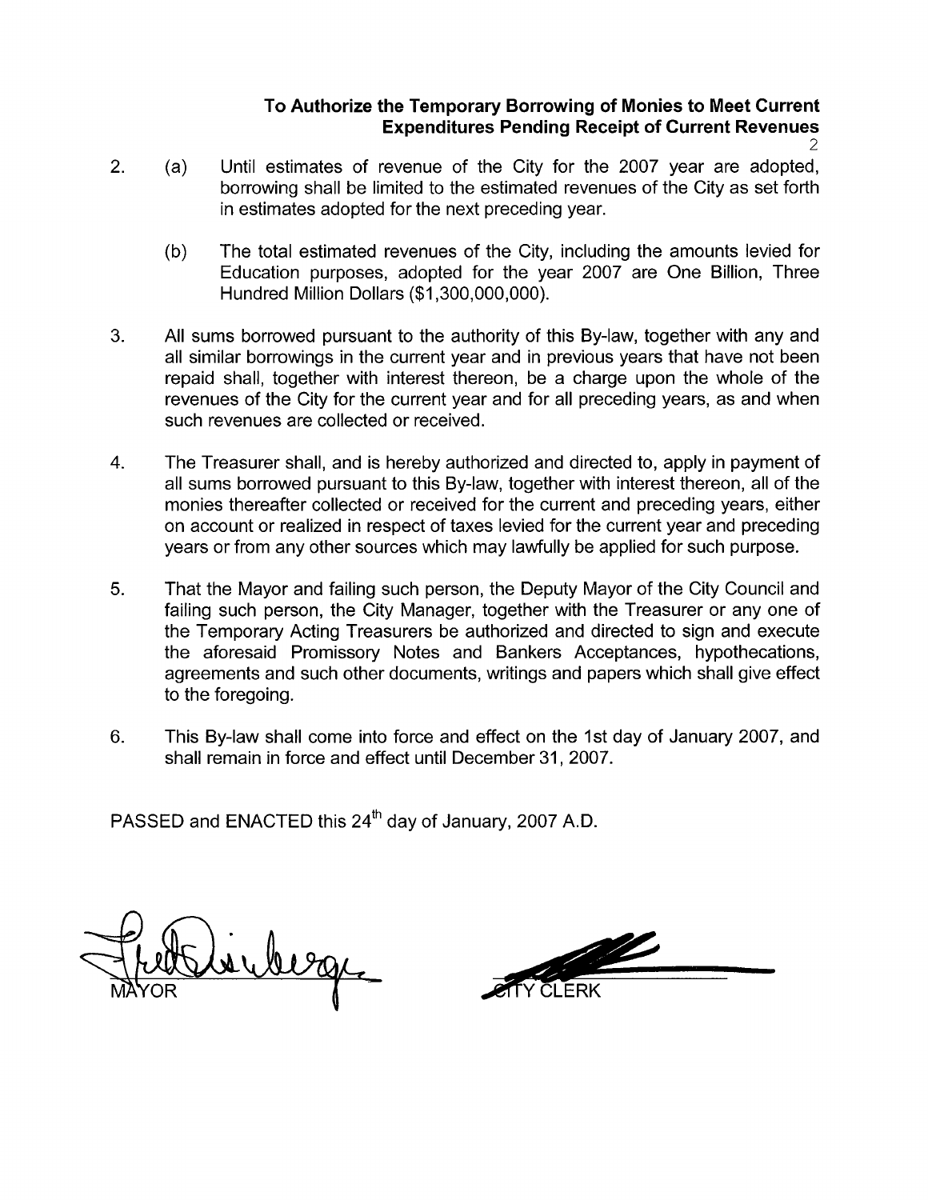**To Authorize the Temporary Borrowing of Monies to Meet Current Expenditures Pending Receipt of Current Revenues**

2. (a) Until estimates of revenue of the City for the 2007 year are adopted, borrowing shall be limited to the estimated revenues of the City as set forth in estimates adopted for the next preceding year.

   (b) The total estimated revenues of the City, including the amounts levied for Education purposes, adopted for the year 2007 are One Billion, Three Hundred Million Dollars ($1,300,000,000).

3. All sums borrowed pursuant to the authority of this By-law, together with any and all similar borrowings in the current year and in previous years that have not been repaid shall, together with interest thereon, be a charge upon the whole of the revenues of the City for the current year and for all preceding years, as and when such revenues are collected or received.

4. The Treasurer shall, and is hereby authorized and directed to, apply in payment of all sums borrowed pursuant to this By-law, together with interest thereon, all of the monies thereafter collected or received for the current and preceding years, either on account or realized in respect of taxes levied for the current year and preceding years or from any other sources which may lawfully be applied for such purpose.

5. That the Mayor and failing such person, the Deputy Mayor of the City Council and failing such person, the City Manager, together with the Treasurer or any one of the Temporary Acting Treasurers be authorized and directed to sign and execute the aforesaid Promissory Notes and Bankers Acceptances, hypothecations, agreements and such other documents, writings and papers which shall give effect to the foregoing.

6. This By-law shall come into force and effect on the 1st day of January 2007, and shall remain in force and effect until December 31, 2007.

PASSED and ENACTED this 24th day of January, 2007 A.D.

MAYOR

CITY CLERK